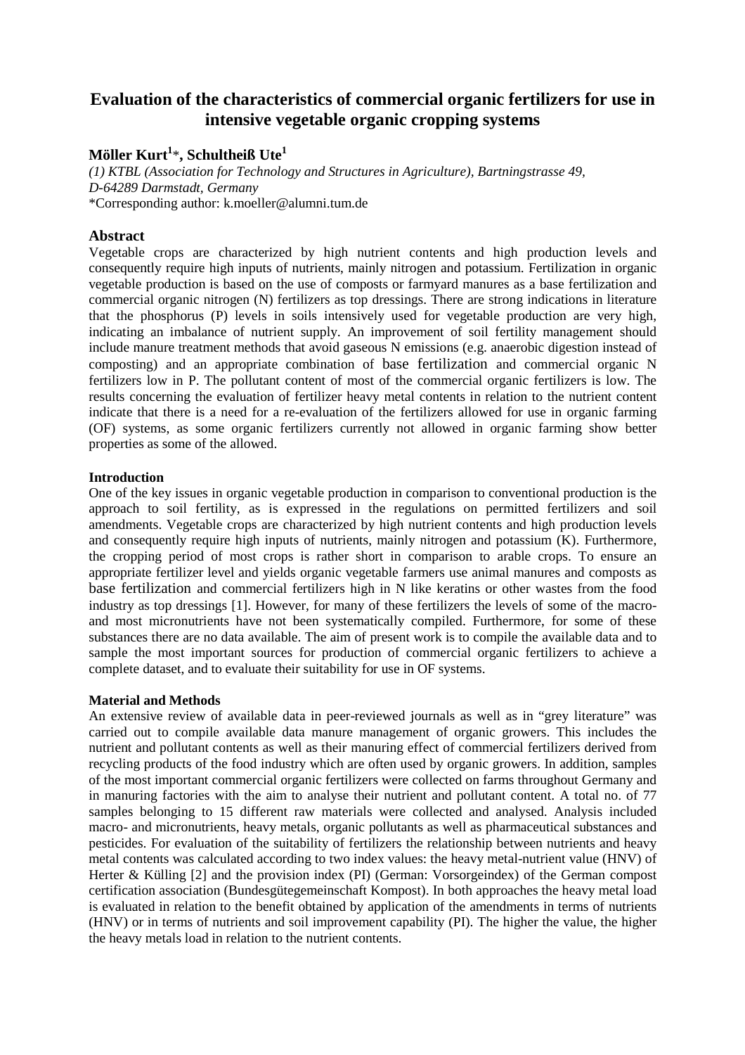# Evaluation of the characteristics of commercial organic fertilizers for use in intensive vegetable organic cropping systems

**Möller Kurt[1]*, Schultheiß Ute[1]**

*(1) KTBL (Association for Technology and Structures in Agriculture), Bartningstrasse 49, D-64289 Darmstadt, Germany*
*Corresponding author: k.moeller@alumni.tum.de

## Abstract

Vegetable crops are characterized by high nutrient contents and high production levels and consequently require high inputs of nutrients, mainly nitrogen and potassium. Fertilization in organic vegetable production is based on the use of composts or farmyard manures as a base fertilization and commercial organic nitrogen (N) fertilizers as top dressings. There are strong indications in literature that the phosphorus (P) levels in soils intensively used for vegetable production are very high, indicating an imbalance of nutrient supply. An improvement of soil fertility management should include manure treatment methods that avoid gaseous N emissions (e.g. anaerobic digestion instead of composting) and an appropriate combination of base fertilization and commercial organic N fertilizers low in P. The pollutant content of most of the commercial organic fertilizers is low. The results concerning the evaluation of fertilizer heavy metal contents in relation to the nutrient content indicate that there is a need for a re-evaluation of the fertilizers allowed for use in organic farming (OF) systems, as some organic fertilizers currently not allowed in organic farming show better properties as some of the allowed.

### Introduction

One of the key issues in organic vegetable production in comparison to conventional production is the approach to soil fertility, as is expressed in the regulations on permitted fertilizers and soil amendments. Vegetable crops are characterized by high nutrient contents and high production levels and consequently require high inputs of nutrients, mainly nitrogen and potassium (K). Furthermore, the cropping period of most crops is rather short in comparison to arable crops. To ensure an appropriate fertilizer level and yields organic vegetable farmers use animal manures and composts as base fertilization and commercial fertilizers high in N like keratins or other wastes from the food industry as top dressings [1]. However, for many of these fertilizers the levels of some of the macro- and most micronutrients have not been systematically compiled. Furthermore, for some of these substances there are no data available. The aim of present work is to compile the available data and to sample the most important sources for production of commercial organic fertilizers to achieve a complete dataset, and to evaluate their suitability for use in OF systems.

### Material and Methods

An extensive review of available data in peer-reviewed journals as well as in "grey literature" was carried out to compile available data manure management of organic growers. This includes the nutrient and pollutant contents as well as their manuring effect of commercial fertilizers derived from recycling products of the food industry which are often used by organic growers. In addition, samples of the most important commercial organic fertilizers were collected on farms throughout Germany and in manuring factories with the aim to analyse their nutrient and pollutant content. A total no. of 77 samples belonging to 15 different raw materials were collected and analysed. Analysis included macro- and micronutrients, heavy metals, organic pollutants as well as pharmaceutical substances and pesticides. For evaluation of the suitability of fertilizers the relationship between nutrients and heavy metal contents was calculated according to two index values: the heavy metal-nutrient value (HNV) of Herter & Külling [2] and the provision index (PI) (German: Vorsorgeindex) of the German compost certification association (Bundesgütegemeinschaft Kompost). In both approaches the heavy metal load is evaluated in relation to the benefit obtained by application of the amendments in terms of nutrients (HNV) or in terms of nutrients and soil improvement capability (PI). The higher the value, the higher the heavy metals load in relation to the nutrient contents.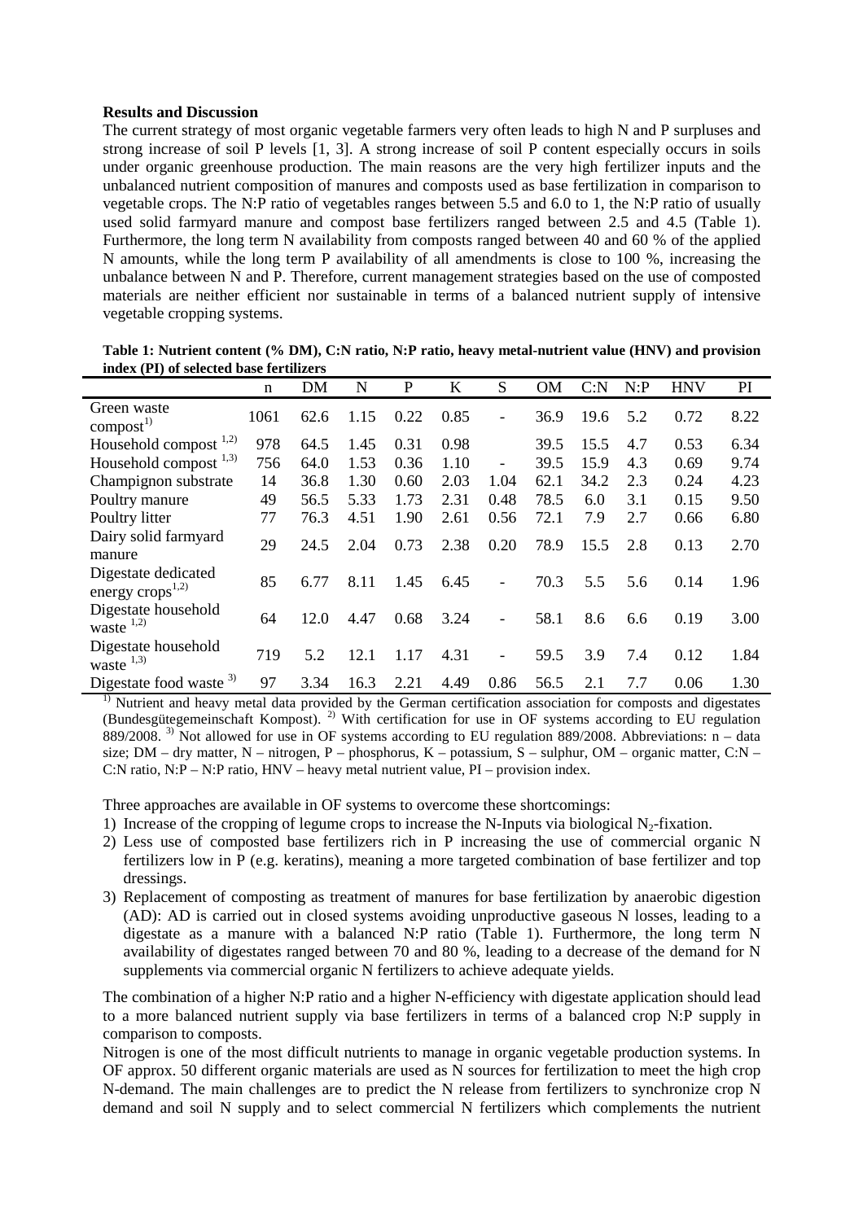**Results and Discussion**

The current strategy of most organic vegetable farmers very often leads to high N and P surpluses and strong increase of soil P levels [1, 3]. A strong increase of soil P content especially occurs in soils under organic greenhouse production. The main reasons are the very high fertilizer inputs and the unbalanced nutrient composition of manures and composts used as base fertilization in comparison to vegetable crops. The N:P ratio of vegetables ranges between 5.5 and 6.0 to 1, the N:P ratio of usually used solid farmyard manure and compost base fertilizers ranged between 2.5 and 4.5 (Table 1). Furthermore, the long term N availability from composts ranged between 40 and 60 % of the applied N amounts, while the long term P availability of all amendments is close to 100 %, increasing the unbalance between N and P. Therefore, current management strategies based on the use of composted materials are neither efficient nor sustainable in terms of a balanced nutrient supply of intensive vegetable cropping systems.

**Table 1: Nutrient content (% DM), C:N ratio, N:P ratio, heavy metal-nutrient value (HNV) and provision index (PI) of selected base fertilizers**

| | n | DM | N | P | K | S | OM | C:N | N:P | HNV | PI |
|---|---|---|---|---|---|---|---|---|---|---|---|
| Green waste compost[1)] | 1061 | 62.6 | 1.15 | 0.22 | 0.85 | - | 36.9 | 19.6 | 5.2 | 0.72 | 8.22 |
| Household compost [1,2)] | 978 | 64.5 | 1.45 | 0.31 | 0.98 | | 39.5 | 15.5 | 4.7 | 0.53 | 6.34 |
| Household compost [1,3)] | 756 | 64.0 | 1.53 | 0.36 | 1.10 | - | 39.5 | 15.9 | 4.3 | 0.69 | 9.74 |
| Champignon substrate | 14 | 36.8 | 1.30 | 0.60 | 2.03 | 1.04 | 62.1 | 34.2 | 2.3 | 0.24 | 4.23 |
| Poultry manure | 49 | 56.5 | 5.33 | 1.73 | 2.31 | 0.48 | 78.5 | 6.0 | 3.1 | 0.15 | 9.50 |
| Poultry litter | 77 | 76.3 | 4.51 | 1.90 | 2.61 | 0.56 | 72.1 | 7.9 | 2.7 | 0.66 | 6.80 |
| Dairy solid farmyard manure | 29 | 24.5 | 2.04 | 0.73 | 2.38 | 0.20 | 78.9 | 15.5 | 2.8 | 0.13 | 2.70 |
| Digestate dedicated energy crops[1,2)] | 85 | 6.77 | 8.11 | 1.45 | 6.45 | - | 70.3 | 5.5 | 5.6 | 0.14 | 1.96 |
| Digestate household waste [1,2)] | 64 | 12.0 | 4.47 | 0.68 | 3.24 | - | 58.1 | 8.6 | 6.6 | 0.19 | 3.00 |
| Digestate household waste [1,3)] | 719 | 5.2 | 12.1 | 1.17 | 4.31 | - | 59.5 | 3.9 | 7.4 | 0.12 | 1.84 |
| Digestate food waste [3)] | 97 | 3.34 | 16.3 | 2.21 | 4.49 | 0.86 | 56.5 | 2.1 | 7.7 | 0.06 | 1.30 |

[1)] Nutrient and heavy metal data provided by the German certification association for composts and digestates (Bundesgütegemeinschaft Kompost). [2)] With certification for use in OF systems according to EU regulation 889/2008. [3)] Not allowed for use in OF systems according to EU regulation 889/2008. Abbreviations: n – data size; DM – dry matter, N – nitrogen, P – phosphorus, K – potassium, S – sulphur, OM – organic matter, C:N – C:N ratio, N:P – N:P ratio, HNV – heavy metal nutrient value, PI – provision index.

Three approaches are available in OF systems to overcome these shortcomings:

1) Increase of the cropping of legume crops to increase the N-Inputs via biological $N_2$-fixation.
2) Less use of composted base fertilizers rich in P increasing the use of commercial organic N fertilizers low in P (e.g. keratins), meaning a more targeted combination of base fertilizer and top dressings.
3) Replacement of composting as treatment of manures for base fertilization by anaerobic digestion (AD): AD is carried out in closed systems avoiding unproductive gaseous N losses, leading to a digestate as a manure with a balanced N:P ratio (Table 1). Furthermore, the long term N availability of digestates ranged between 70 and 80 %, leading to a decrease of the demand for N supplements via commercial organic N fertilizers to achieve adequate yields.

The combination of a higher N:P ratio and a higher N-efficiency with digestate application should lead to a more balanced nutrient supply via base fertilizers in terms of a balanced crop N:P supply in comparison to composts.

Nitrogen is one of the most difficult nutrients to manage in organic vegetable production systems. In OF approx. 50 different organic materials are used as N sources for fertilization to meet the high crop N-demand. The main challenges are to predict the N release from fertilizers to synchronize crop N demand and soil N supply and to select commercial N fertilizers which complements the nutrient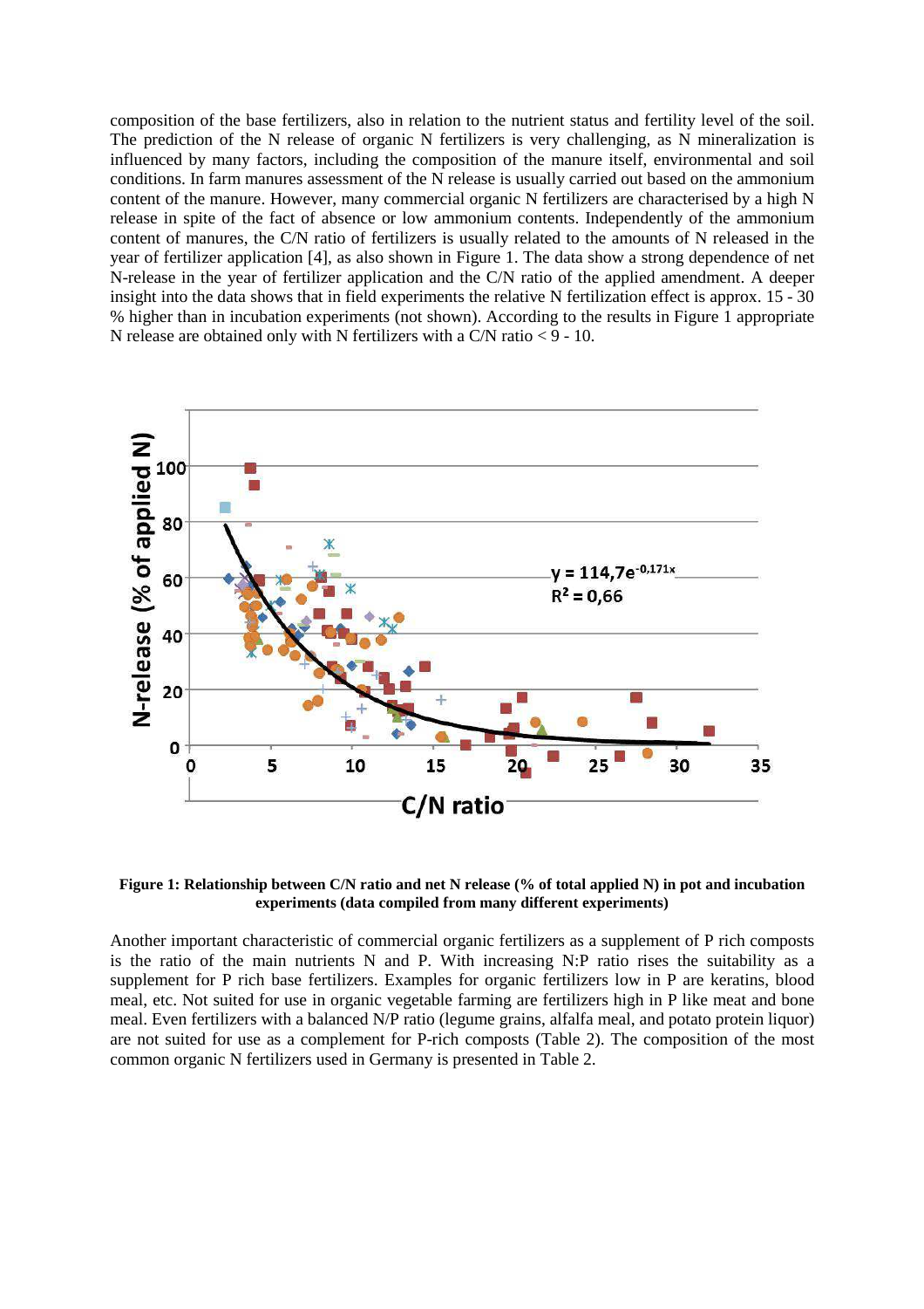composition of the base fertilizers, also in relation to the nutrient status and fertility level of the soil. The prediction of the N release of organic N fertilizers is very challenging, as N mineralization is influenced by many factors, including the composition of the manure itself, environmental and soil conditions. In farm manures assessment of the N release is usually carried out based on the ammonium content of the manure. However, many commercial organic N fertilizers are characterised by a high N release in spite of the fact of absence or low ammonium contents. Independently of the ammonium content of manures, the C/N ratio of fertilizers is usually related to the amounts of N released in the year of fertilizer application [4], as also shown in Figure 1. The data show a strong dependence of net N-release in the year of fertilizer application and the C/N ratio of the applied amendment. A deeper insight into the data shows that in field experiments the relative N fertilization effect is approx. 15 - 30 % higher than in incubation experiments (not shown). According to the results in Figure 1 appropriate N release are obtained only with N fertilizers with a C/N ratio < 9 - 10.

**Figure 1: Relationship between C/N ratio and net N release (% of total applied N) in pot and incubation experiments (data compiled from many different experiments)**

Another important characteristic of commercial organic fertilizers as a supplement of P rich composts is the ratio of the main nutrients N and P. With increasing N:P ratio rises the suitability as a supplement for P rich base fertilizers. Examples for organic fertilizers low in P are keratins, blood meal, etc. Not suited for use in organic vegetable farming are fertilizers high in P like meat and bone meal. Even fertilizers with a balanced N/P ratio (legume grains, alfalfa meal, and potato protein liquor) are not suited for use as a complement for P-rich composts (Table 2). The composition of the most common organic N fertilizers used in Germany is presented in Table 2.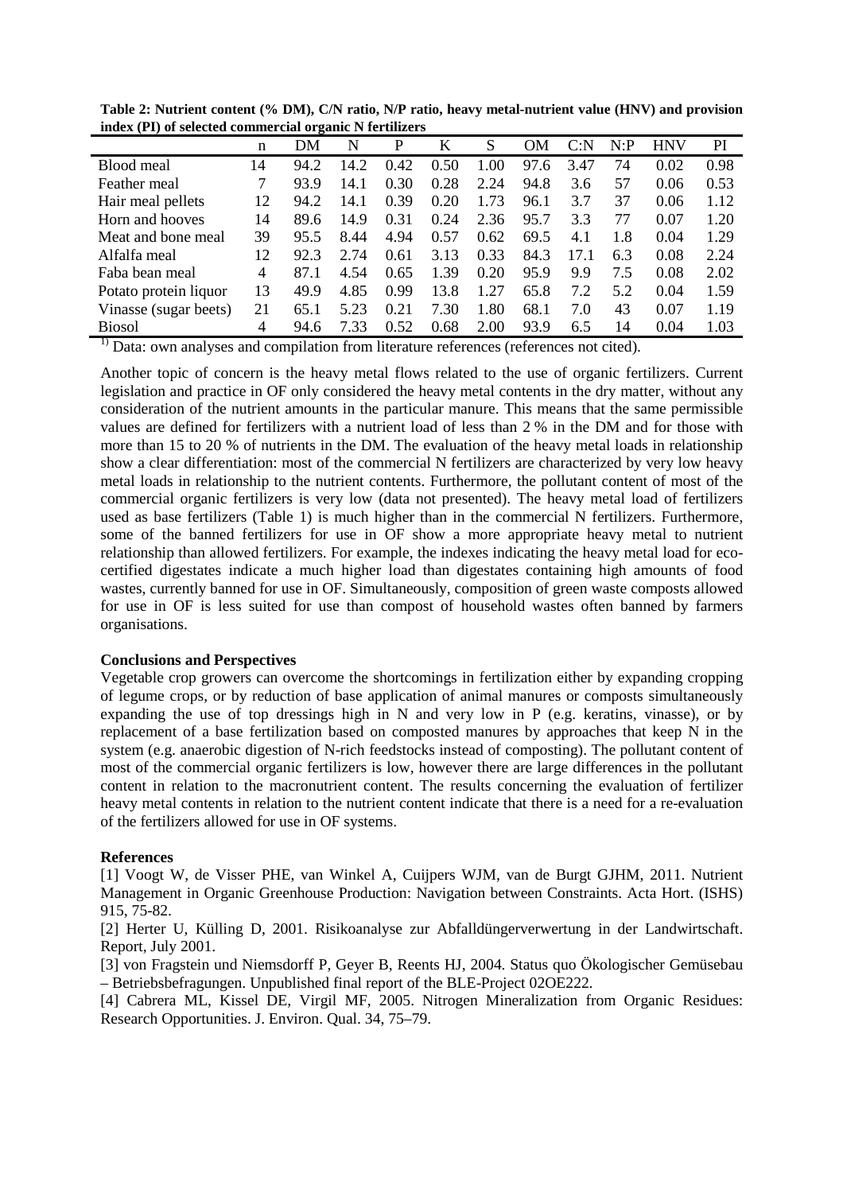**Table 2: Nutrient content (% DM), C/N ratio, N/P ratio, heavy metal-nutrient value (HNV) and provision index (PI) of selected commercial organic N fertilizers**

| | n | DM | N | P | K | S | OM | C:N | N:P | HNV | PI |
|---|---|---|---|---|---|---|---|---|---|---|---|
| Blood meal | 14 | 94.2 | 14.2 | 0.42 | 0.50 | 1.00 | 97.6 | 3.47 | 74 | 0.02 | 0.98 |
| Feather meal | 7 | 93.9 | 14.1 | 0.30 | 0.28 | 2.24 | 94.8 | 3.6 | 57 | 0.06 | 0.53 |
| Hair meal pellets | 12 | 94.2 | 14.1 | 0.39 | 0.20 | 1.73 | 96.1 | 3.7 | 37 | 0.06 | 1.12 |
| Horn and hooves | 14 | 89.6 | 14.9 | 0.31 | 0.24 | 2.36 | 95.7 | 3.3 | 77 | 0.07 | 1.20 |
| Meat and bone meal | 39 | 95.5 | 8.44 | 4.94 | 0.57 | 0.62 | 69.5 | 4.1 | 1.8 | 0.04 | 1.29 |
| Alfalfa meal | 12 | 92.3 | 2.74 | 0.61 | 3.13 | 0.33 | 84.3 | 17.1 | 6.3 | 0.08 | 2.24 |
| Faba bean meal | 4 | 87.1 | 4.54 | 0.65 | 1.39 | 0.20 | 95.9 | 9.9 | 7.5 | 0.08 | 2.02 |
| Potato protein liquor | 13 | 49.9 | 4.85 | 0.99 | 13.8 | 1.27 | 65.8 | 7.2 | 5.2 | 0.04 | 1.59 |
| Vinasse (sugar beets) | 21 | 65.1 | 5.23 | 0.21 | 7.30 | 1.80 | 68.1 | 7.0 | 43 | 0.07 | 1.19 |
| Biosol | 4 | 94.6 | 7.33 | 0.52 | 0.68 | 2.00 | 93.9 | 6.5 | 14 | 0.04 | 1.03 |

[1)] Data: own analyses and compilation from literature references (references not cited).

Another topic of concern is the heavy metal flows related to the use of organic fertilizers. Current legislation and practice in OF only considered the heavy metal contents in the dry matter, without any consideration of the nutrient amounts in the particular manure. This means that the same permissible values are defined for fertilizers with a nutrient load of less than 2 % in the DM and for those with more than 15 to 20 % of nutrients in the DM. The evaluation of the heavy metal loads in relationship show a clear differentiation: most of the commercial N fertilizers are characterized by very low heavy metal loads in relationship to the nutrient contents. Furthermore, the pollutant content of most of the commercial organic fertilizers is very low (data not presented). The heavy metal load of fertilizers used as base fertilizers (Table 1) is much higher than in the commercial N fertilizers. Furthermore, some of the banned fertilizers for use in OF show a more appropriate heavy metal to nutrient relationship than allowed fertilizers. For example, the indexes indicating the heavy metal load for eco-certified digestates indicate a much higher load than digestates containing high amounts of food wastes, currently banned for use in OF. Simultaneously, composition of green waste composts allowed for use in OF is less suited for use than compost of household wastes often banned by farmers organisations.

**Conclusions and Perspectives**

Vegetable crop growers can overcome the shortcomings in fertilization either by expanding cropping of legume crops, or by reduction of base application of animal manures or composts simultaneously expanding the use of top dressings high in N and very low in P (e.g. keratins, vinasse), or by replacement of a base fertilization based on composted manures by approaches that keep N in the system (e.g. anaerobic digestion of N-rich feedstocks instead of composting). The pollutant content of most of the commercial organic fertilizers is low, however there are large differences in the pollutant content in relation to the macronutrient content. The results concerning the evaluation of fertilizer heavy metal contents in relation to the nutrient content indicate that there is a need for a re-evaluation of the fertilizers allowed for use in OF systems.

**References**

[1] Voogt W, de Visser PHE, van Winkel A, Cuijpers WJM, van de Burgt GJHM, 2011. Nutrient Management in Organic Greenhouse Production: Navigation between Constraints. Acta Hort. (ISHS) 915, 75-82.

[2] Herter U, Külling D, 2001. Risikoanalyse zur Abfalldüngerverwertung in der Landwirtschaft. Report, July 2001.

[3] von Fragstein und Niemsdorff P, Geyer B, Reents HJ, 2004. Status quo Ökologischer Gemüsebau – Betriebsbefragungen. Unpublished final report of the BLE-Project 02OE222.

[4] Cabrera ML, Kissel DE, Virgil MF, 2005. Nitrogen Mineralization from Organic Residues: Research Opportunities. J. Environ. Qual. 34, 75–79.